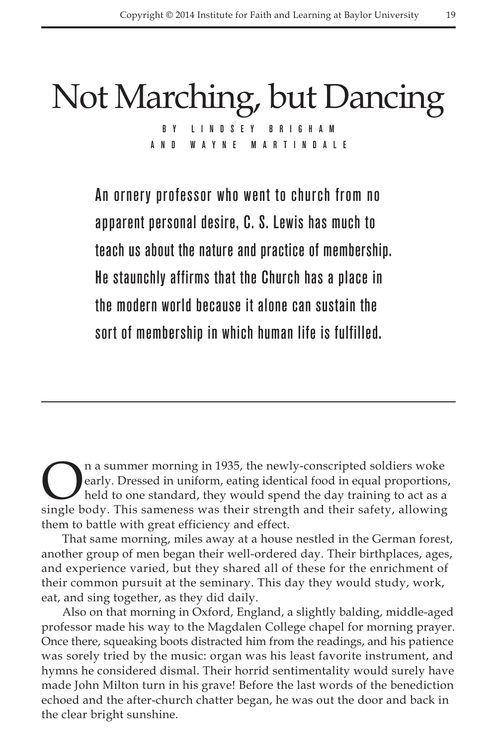# Not Marching, but Dancing

BY LINDSEY BRIGHAM AND WAYNE MARTINDALE

**An ornery professor who went to church from no apparent personal desire, C. S. Lewis has much to teach us about the nature and practice of membership. He staunchly affirms that the Church has a place in the modern world because it alone can sustain the sort of membership in which human life is fulfilled.**

---

On a summer morning in 1935, the newly-conscripted soldiers woke early. Dressed in uniform, eating identical food in equal proportions, held to one standard, they would spend the day training to act as a single body. This sameness was their strength and their safety, allowing them to battle with great efficiency and effect.

That same morning, miles away at a house nestled in the German forest, another group of men began their well-ordered day. Their birthplaces, ages, and experience varied, but they shared all of these for the enrichment of their common pursuit at the seminary. This day they would study, work, eat, and sing together, as they did daily.

Also on that morning in Oxford, England, a slightly balding, middle-aged professor made his way to the Magdalen College chapel for morning prayer. Once there, squeaking boots distracted him from the readings, and his patience was sorely tried by the music: organ was his least favorite instrument, and hymns he considered dismal. Their horrid sentimentality would surely have made John Milton turn in his grave! Before the last words of the benediction echoed and the after-church chatter began, he was out the door and back in the clear bright sunshine.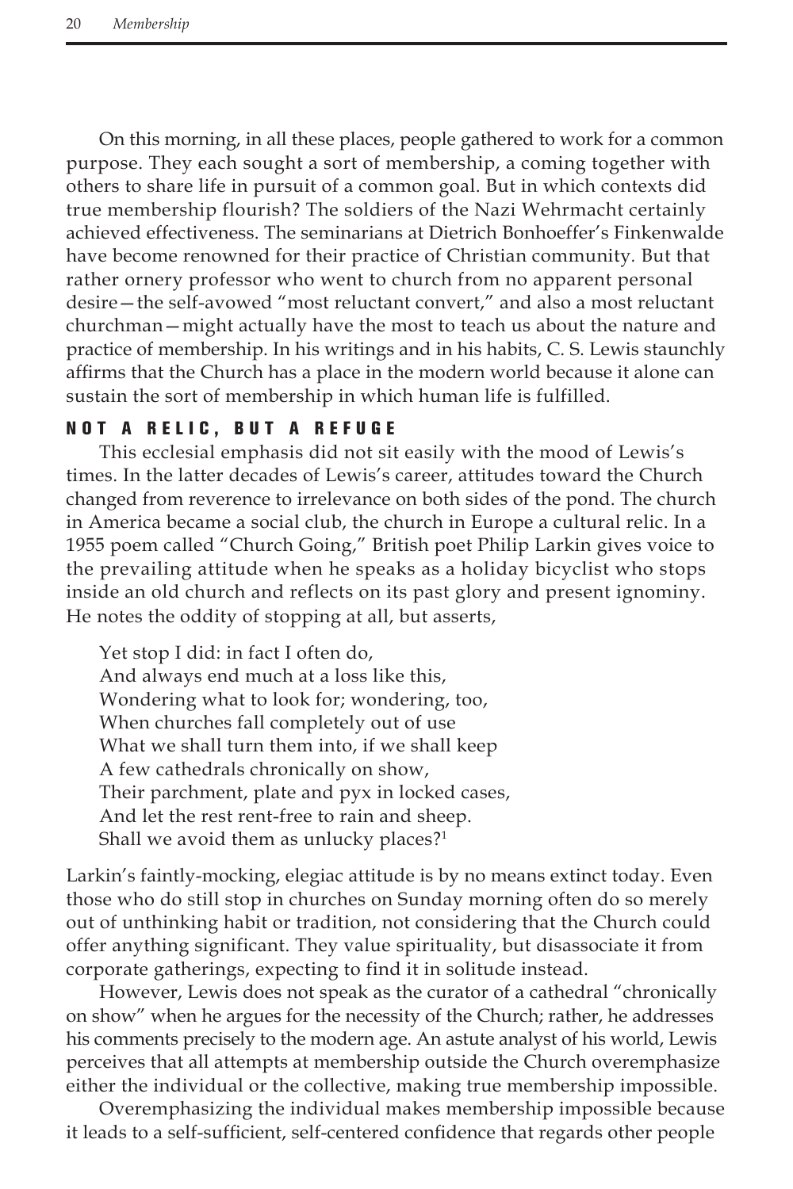On this morning, in all these places, people gathered to work for a common purpose. They each sought a sort of membership, a coming together with others to share life in pursuit of a common goal. But in which contexts did true membership flourish? The soldiers of the Nazi Wehrmacht certainly achieved effectiveness. The seminarians at Dietrich Bonhoeffer's Finkenwalde have become renowned for their practice of Christian community. But that rather ornery professor who went to church from no apparent personal desire—the self-avowed "most reluctant convert," and also a most reluctant churchman—might actually have the most to teach us about the nature and practice of membership. In his writings and in his habits, C. S. Lewis staunchly affirms that the Church has a place in the modern world because it alone can sustain the sort of membership in which human life is fulfilled.

## NOT A RELIC, BUT A REFUGE

This ecclesial emphasis did not sit easily with the mood of Lewis's times. In the latter decades of Lewis's career, attitudes toward the Church changed from reverence to irrelevance on both sides of the pond. The church in America became a social club, the church in Europe a cultural relic. In a 1955 poem called "Church Going," British poet Philip Larkin gives voice to the prevailing attitude when he speaks as a holiday bicyclist who stops inside an old church and reflects on its past glory and present ignominy. He notes the oddity of stopping at all, but asserts,

> Yet stop I did: in fact I often do,
> And always end much at a loss like this,
> Wondering what to look for; wondering, too,
> When churches fall completely out of use
> What we shall turn them into, if we shall keep
> A few cathedrals chronically on show,
> Their parchment, plate and pyx in locked cases,
> And let the rest rent-free to rain and sheep.
> Shall we avoid them as unlucky places?[1]

Larkin's faintly-mocking, elegiac attitude is by no means extinct today. Even those who do still stop in churches on Sunday morning often do so merely out of unthinking habit or tradition, not considering that the Church could offer anything significant. They value spirituality, but disassociate it from corporate gatherings, expecting to find it in solitude instead.

However, Lewis does not speak as the curator of a cathedral "chronically on show" when he argues for the necessity of the Church; rather, he addresses his comments precisely to the modern age. An astute analyst of his world, Lewis perceives that all attempts at membership outside the Church overemphasize either the individual or the collective, making true membership impossible.

Overemphasizing the individual makes membership impossible because it leads to a self-sufficient, self-centered confidence that regards other people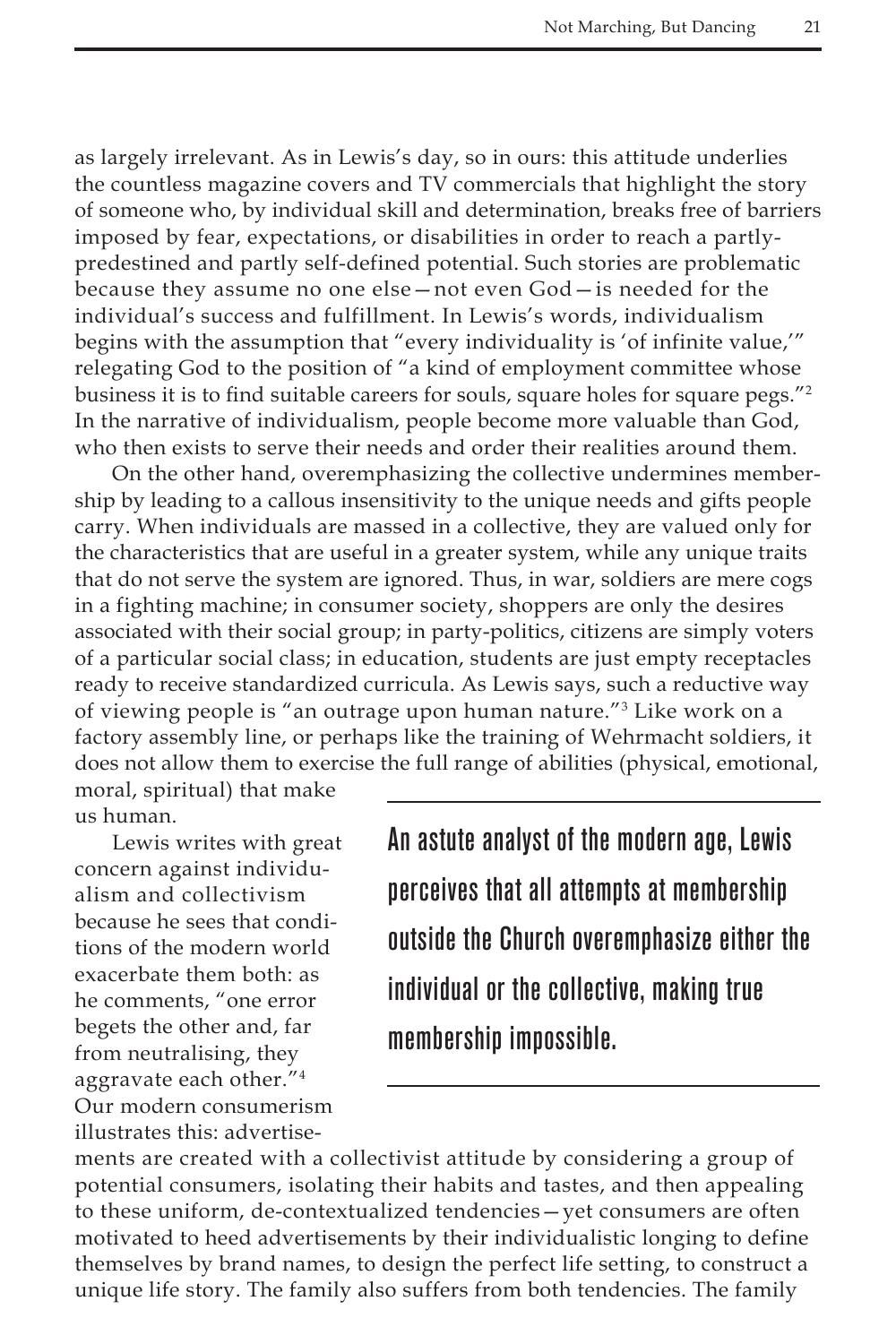as largely irrelevant. As in Lewis's day, so in ours: this attitude underlies the countless magazine covers and TV commercials that highlight the story of someone who, by individual skill and determination, breaks free of barriers imposed by fear, expectations, or disabilities in order to reach a partly-predestined and partly self-defined potential. Such stories are problematic because they assume no one else—not even God—is needed for the individual's success and fulfillment. In Lewis's words, individualism begins with the assumption that "every individuality is 'of infinite value,'" relegating God to the position of "a kind of employment committee whose business it is to find suitable careers for souls, square holes for square pegs."[2] In the narrative of individualism, people become more valuable than God, who then exists to serve their needs and order their realities around them.

On the other hand, overemphasizing the collective undermines membership by leading to a callous insensitivity to the unique needs and gifts people carry. When individuals are massed in a collective, they are valued only for the characteristics that are useful in a greater system, while any unique traits that do not serve the system are ignored. Thus, in war, soldiers are mere cogs in a fighting machine; in consumer society, shoppers are only the desires associated with their social group; in party-politics, citizens are simply voters of a particular social class; in education, students are just empty receptacles ready to receive standardized curricula. As Lewis says, such a reductive way of viewing people is "an outrage upon human nature."[3] Like work on a factory assembly line, or perhaps like the training of Wehrmacht soldiers, it does not allow them to exercise the full range of abilities (physical, emotional, moral, spiritual) that make us human.

> **An astute analyst of the modern age, Lewis perceives that all attempts at membership outside the Church overemphasize either the individual or the collective, making true membership impossible.**

Lewis writes with great concern against individualism and collectivism because he sees that conditions of the modern world exacerbate them both: as he comments, "one error begets the other and, far from neutralising, they aggravate each other."[4] Our modern consumerism illustrates this: advertisements are created with a collectivist attitude by considering a group of potential consumers, isolating their habits and tastes, and then appealing to these uniform, de-contextualized tendencies—yet consumers are often motivated to heed advertisements by their individualistic longing to define themselves by brand names, to design the perfect life setting, to construct a unique life story. The family also suffers from both tendencies. The family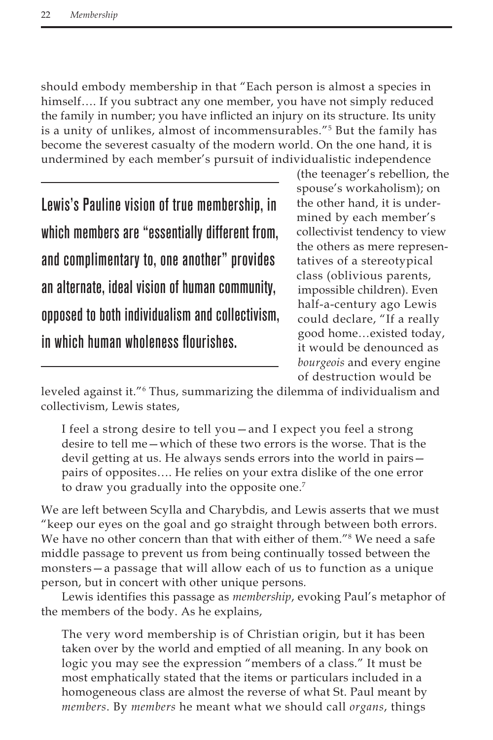should embody membership in that "Each person is almost a species in himself…. If you subtract any one member, you have not simply reduced the family in number; you have inflicted an injury on its structure. Its unity is a unity of unlikes, almost of incommensurables."[5] But the family has become the severest casualty of the modern world. On the one hand, it is undermined by each member's pursuit of individualistic independence (the teenager's rebellion, the spouse's workaholism); on the other hand, it is undermined by each member's collectivist tendency to view the others as mere representatives of a stereotypical class (oblivious parents, impossible children). Even half-a-century ago Lewis could declare, "If a really good home…existed today, it would be denounced as *bourgeois* and every engine of destruction would be leveled against it."[6] Thus, summarizing the dilemma of individualism and collectivism, Lewis states,

> **Lewis's Pauline vision of true membership, in which members are "essentially different from, and complimentary to, one another" provides an alternate, ideal vision of human community, opposed to both individualism and collectivism, in which human wholeness flourishes.**

> I feel a strong desire to tell you—and I expect you feel a strong desire to tell me—which of these two errors is the worse. That is the devil getting at us. He always sends errors into the world in pairs—pairs of opposites…. He relies on your extra dislike of the one error to draw you gradually into the opposite one.[7]

We are left between Scylla and Charybdis, and Lewis asserts that we must "keep our eyes on the goal and go straight through between both errors. We have no other concern than that with either of them."[8] We need a safe middle passage to prevent us from being continually tossed between the monsters—a passage that will allow each of us to function as a unique person, but in concert with other unique persons.

Lewis identifies this passage as *membership*, evoking Paul's metaphor of the members of the body. As he explains,

> The very word membership is of Christian origin, but it has been taken over by the world and emptied of all meaning. In any book on logic you may see the expression "members of a class." It must be most emphatically stated that the items or particulars included in a homogeneous class are almost the reverse of what St. Paul meant by *members*. By *members* he meant what we should call *organs*, things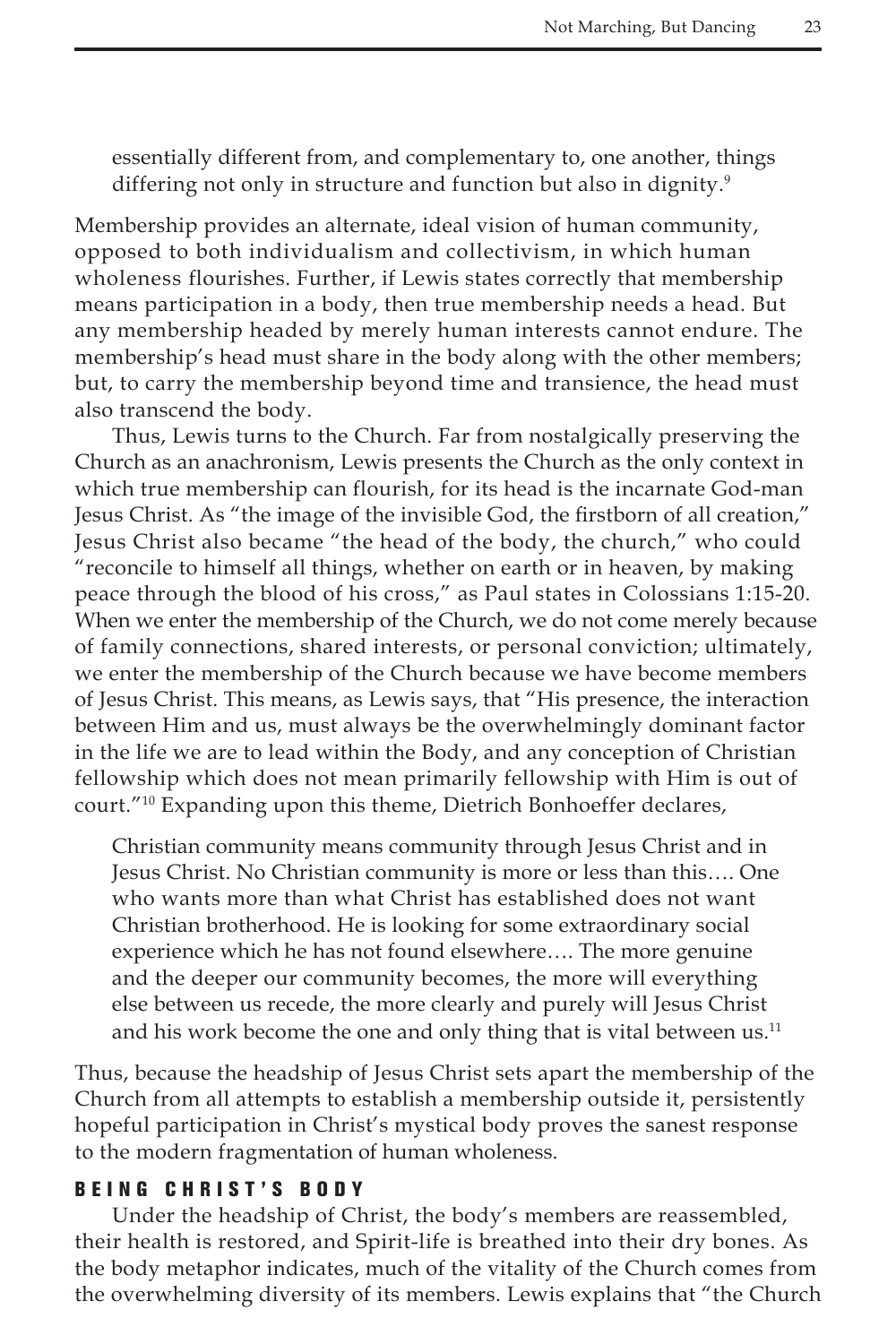> essentially different from, and complementary to, one another, things differing not only in structure and function but also in dignity.[9]

Membership provides an alternate, ideal vision of human community, opposed to both individualism and collectivism, in which human wholeness flourishes. Further, if Lewis states correctly that membership means participation in a body, then true membership needs a head. But any membership headed by merely human interests cannot endure. The membership's head must share in the body along with the other members; but, to carry the membership beyond time and transience, the head must also transcend the body.

Thus, Lewis turns to the Church. Far from nostalgically preserving the Church as an anachronism, Lewis presents the Church as the only context in which true membership can flourish, for its head is the incarnate God-man Jesus Christ. As "the image of the invisible God, the firstborn of all creation," Jesus Christ also became "the head of the body, the church," who could "reconcile to himself all things, whether on earth or in heaven, by making peace through the blood of his cross," as Paul states in Colossians 1:15-20. When we enter the membership of the Church, we do not come merely because of family connections, shared interests, or personal conviction; ultimately, we enter the membership of the Church because we have become members of Jesus Christ. This means, as Lewis says, that "His presence, the interaction between Him and us, must always be the overwhelmingly dominant factor in the life we are to lead within the Body, and any conception of Christian fellowship which does not mean primarily fellowship with Him is out of court."[10] Expanding upon this theme, Dietrich Bonhoeffer declares,

> Christian community means community through Jesus Christ and in Jesus Christ. No Christian community is more or less than this…. One who wants more than what Christ has established does not want Christian brotherhood. He is looking for some extraordinary social experience which he has not found elsewhere…. The more genuine and the deeper our community becomes, the more will everything else between us recede, the more clearly and purely will Jesus Christ and his work become the one and only thing that is vital between us.[11]

Thus, because the headship of Jesus Christ sets apart the membership of the Church from all attempts to establish a membership outside it, persistently hopeful participation in Christ's mystical body proves the sanest response to the modern fragmentation of human wholeness.

## BEING CHRIST'S BODY

Under the headship of Christ, the body's members are reassembled, their health is restored, and Spirit-life is breathed into their dry bones. As the body metaphor indicates, much of the vitality of the Church comes from the overwhelming diversity of its members. Lewis explains that "the Church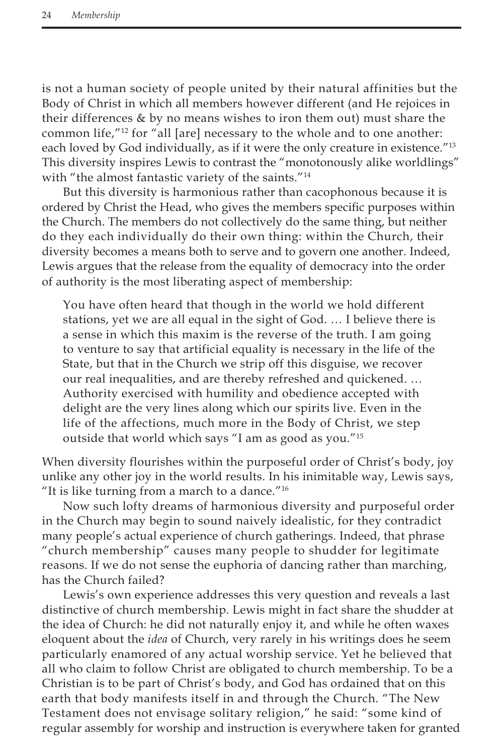is not a human society of people united by their natural affinities but the Body of Christ in which all members however different (and He rejoices in their differences & by no means wishes to iron them out) must share the common life,"[12] for "all [are] necessary to the whole and to one another: each loved by God individually, as if it were the only creature in existence."[13] This diversity inspires Lewis to contrast the "monotonously alike worldlings" with "the almost fantastic variety of the saints."[14]

But this diversity is harmonious rather than cacophonous because it is ordered by Christ the Head, who gives the members specific purposes within the Church. The members do not collectively do the same thing, but neither do they each individually do their own thing: within the Church, their diversity becomes a means both to serve and to govern one another. Indeed, Lewis argues that the release from the equality of democracy into the order of authority is the most liberating aspect of membership:

> You have often heard that though in the world we hold different stations, yet we are all equal in the sight of God. … I believe there is a sense in which this maxim is the reverse of the truth. I am going to venture to say that artificial equality is necessary in the life of the State, but that in the Church we strip off this disguise, we recover our real inequalities, and are thereby refreshed and quickened. … Authority exercised with humility and obedience accepted with delight are the very lines along which our spirits live. Even in the life of the affections, much more in the Body of Christ, we step outside that world which says "I am as good as you."[15]

When diversity flourishes within the purposeful order of Christ's body, joy unlike any other joy in the world results. In his inimitable way, Lewis says, "It is like turning from a march to a dance."[16]

Now such lofty dreams of harmonious diversity and purposeful order in the Church may begin to sound naively idealistic, for they contradict many people's actual experience of church gatherings. Indeed, that phrase "church membership" causes many people to shudder for legitimate reasons. If we do not sense the euphoria of dancing rather than marching, has the Church failed?

Lewis's own experience addresses this very question and reveals a last distinctive of church membership. Lewis might in fact share the shudder at the idea of Church: he did not naturally enjoy it, and while he often waxes eloquent about the *idea* of Church, very rarely in his writings does he seem particularly enamored of any actual worship service. Yet he believed that all who claim to follow Christ are obligated to church membership. To be a Christian is to be part of Christ's body, and God has ordained that on this earth that body manifests itself in and through the Church. "The New Testament does not envisage solitary religion," he said: "some kind of regular assembly for worship and instruction is everywhere taken for granted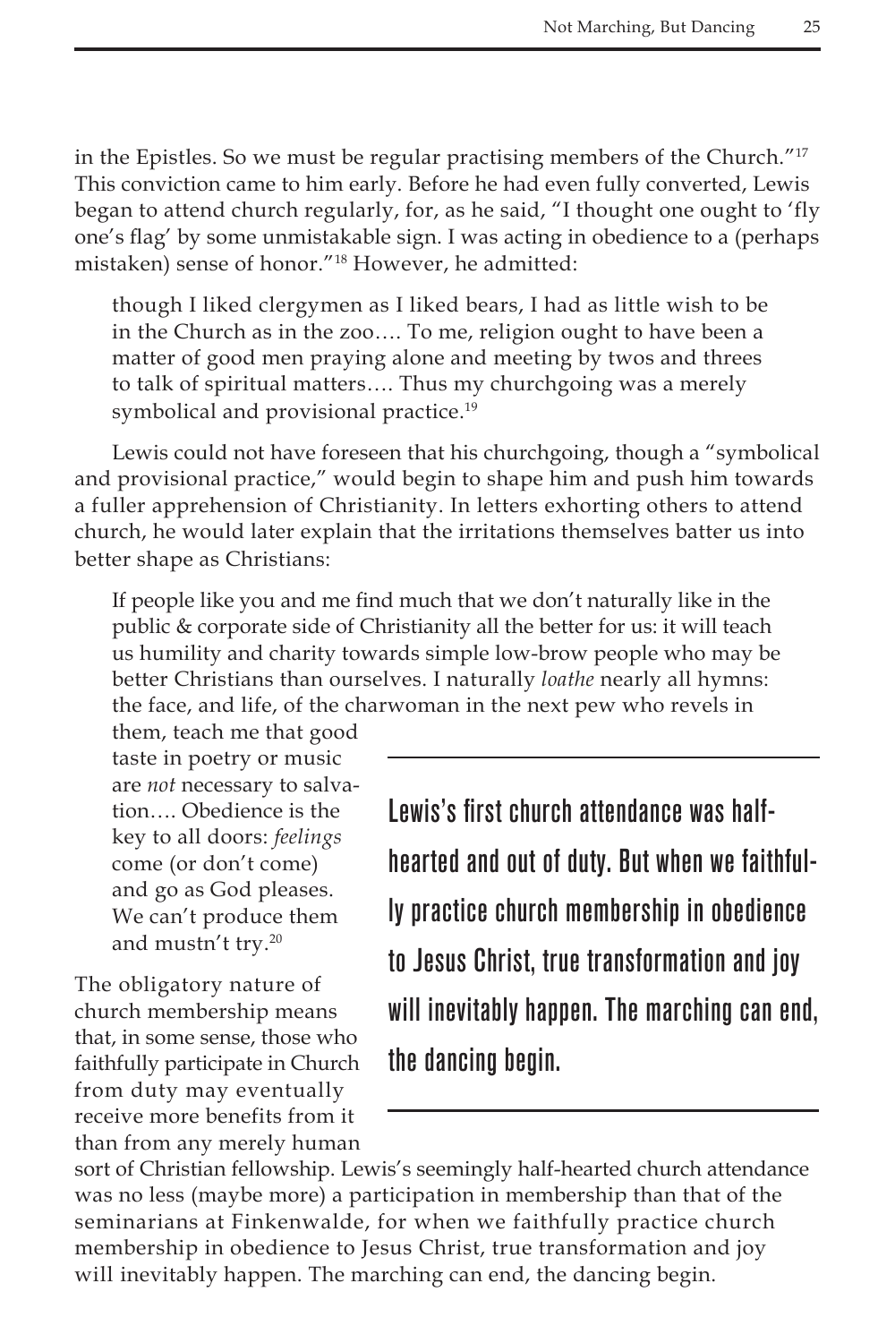in the Epistles. So we must be regular practising members of the Church."[17] This conviction came to him early. Before he had even fully converted, Lewis began to attend church regularly, for, as he said, "I thought one ought to 'fly one's flag' by some unmistakable sign. I was acting in obedience to a (perhaps mistaken) sense of honor."[18] However, he admitted:

> though I liked clergymen as I liked bears, I had as little wish to be in the Church as in the zoo…. To me, religion ought to have been a matter of good men praying alone and meeting by twos and threes to talk of spiritual matters…. Thus my churchgoing was a merely symbolical and provisional practice.[19]

Lewis could not have foreseen that his churchgoing, though a "symbolical and provisional practice," would begin to shape him and push him towards a fuller apprehension of Christianity. In letters exhorting others to attend church, he would later explain that the irritations themselves batter us into better shape as Christians:

> If people like you and me find much that we don't naturally like in the public & corporate side of Christianity all the better for us: it will teach us humility and charity towards simple low-brow people who may be better Christians than ourselves. I naturally *loathe* nearly all hymns: the face, and life, of the charwoman in the next pew who revels in them, teach me that good taste in poetry or music are *not* necessary to salvation…. Obedience is the key to all doors: *feelings* come (or don't come) and go as God pleases. We can't produce them and mustn't try.[20]

**Lewis's first church attendance was half-hearted and out of duty. But when we faithfully practice church membership in obedience to Jesus Christ, true transformation and joy will inevitably happen. The marching can end, the dancing begin.**

The obligatory nature of church membership means that, in some sense, those who faithfully participate in Church from duty may eventually receive more benefits from it than from any merely human sort of Christian fellowship. Lewis's seemingly half-hearted church attendance was no less (maybe more) a participation in membership than that of the seminarians at Finkenwalde, for when we faithfully practice church membership in obedience to Jesus Christ, true transformation and joy will inevitably happen. The marching can end, the dancing begin.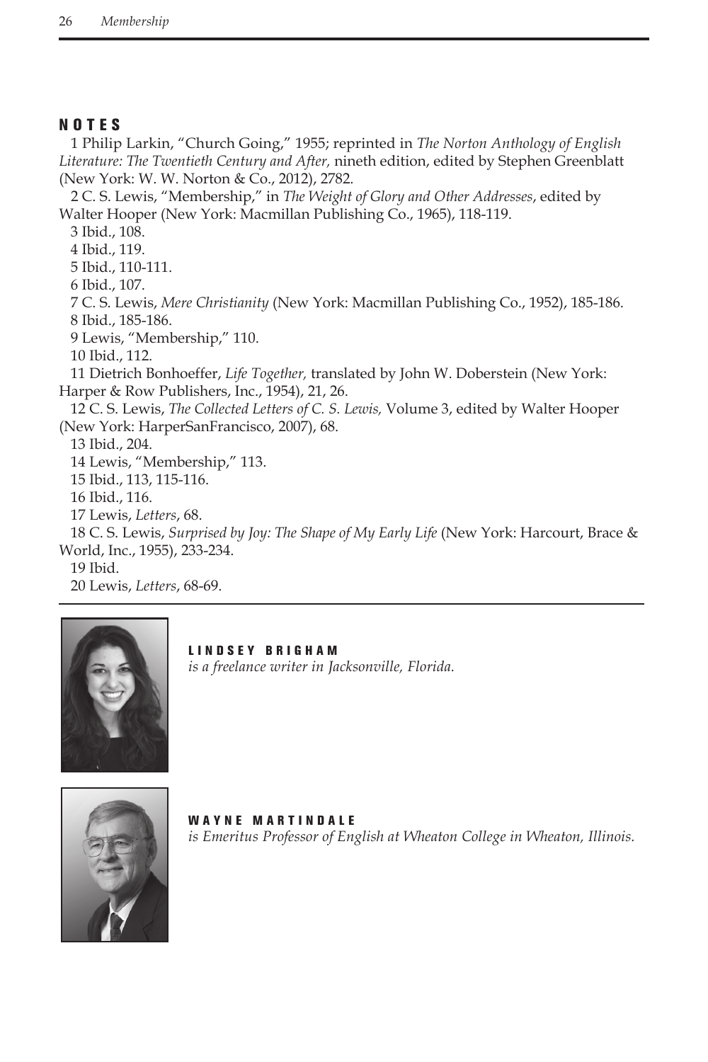## NOTES

1 Philip Larkin, "Church Going," 1955; reprinted in *The Norton Anthology of English Literature: The Twentieth Century and After,* nineth edition, edited by Stephen Greenblatt (New York: W. W. Norton & Co., 2012), 2782.

2 C. S. Lewis, "Membership," in *The Weight of Glory and Other Addresses*, edited by Walter Hooper (New York: Macmillan Publishing Co., 1965), 118-119.

3 Ibid., 108.

4 Ibid., 119.

5 Ibid., 110-111.

6 Ibid., 107.

7 C. S. Lewis, *Mere Christianity* (New York: Macmillan Publishing Co., 1952), 185-186.

8 Ibid., 185-186.

9 Lewis, "Membership," 110.

10 Ibid., 112.

11 Dietrich Bonhoeffer, *Life Together,* translated by John W. Doberstein (New York: Harper & Row Publishers, Inc., 1954), 21, 26.

12 C. S. Lewis, *The Collected Letters of C. S. Lewis,* Volume 3, edited by Walter Hooper (New York: HarperSanFrancisco, 2007), 68.

13 Ibid., 204.

14 Lewis, "Membership," 113.

15 Ibid., 113, 115-116.

16 Ibid., 116.

17 Lewis, *Letters*, 68.

18 C. S. Lewis, *Surprised by Joy: The Shape of My Early Life* (New York: Harcourt, Brace & World, Inc., 1955), 233-234.

19 Ibid.

20 Lewis, *Letters*, 68-69.

---

**LINDSEY BRIGHAM**
*is a freelance writer in Jacksonville, Florida.*

**WAYNE MARTINDALE**
*is Emeritus Professor of English at Wheaton College in Wheaton, Illinois.*